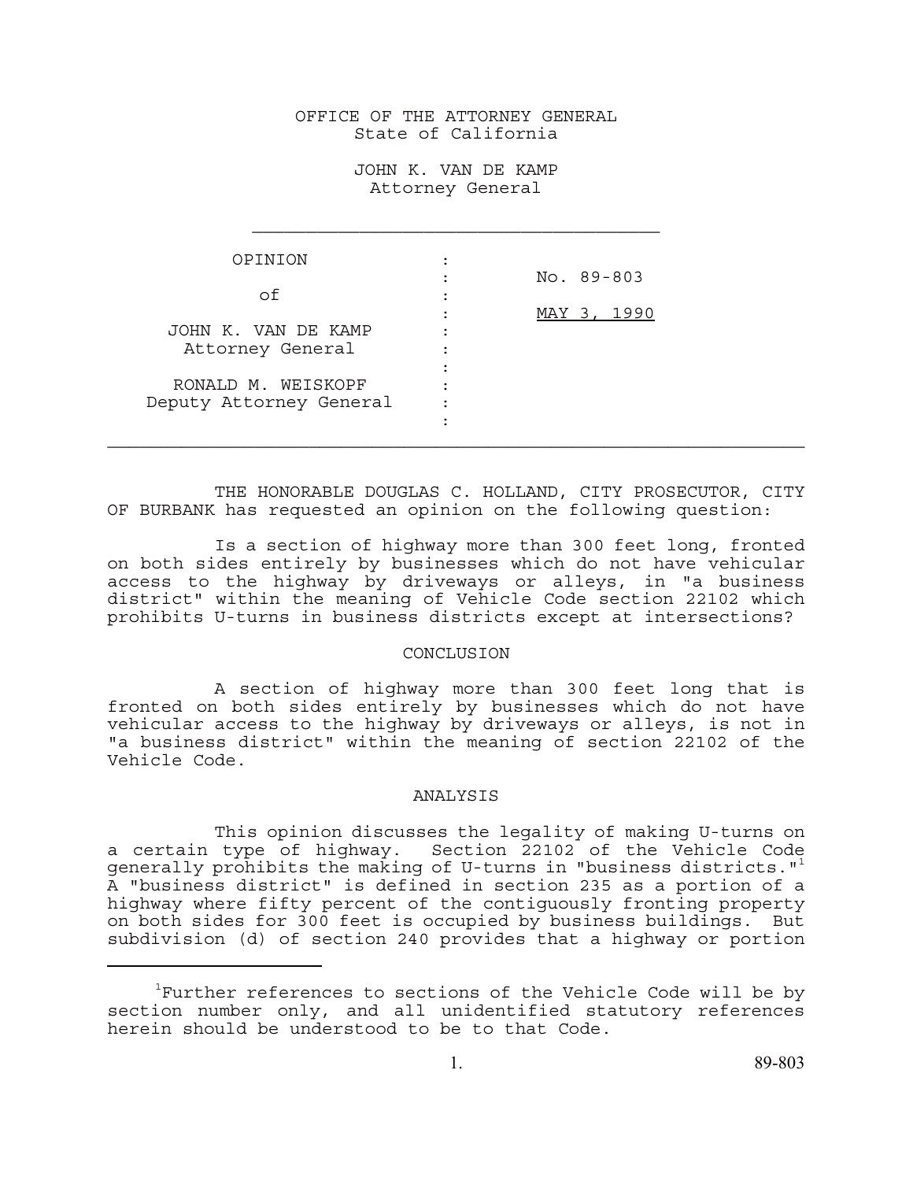OFFICE OF THE ATTORNEY GENERAL
State of California

JOHN K. VAN DE KAMP
Attorney General

---

| | |
|---|---|
| OPINION<br>of<br>JOHN K. VAN DE KAMP<br>Attorney General<br>RONALD M. WEISKOPF<br>Deputy Attorney General | No. 89-803<br>MAY 3, 1990 |

---

THE HONORABLE DOUGLAS C. HOLLAND, CITY PROSECUTOR, CITY OF BURBANK has requested an opinion on the following question:

Is a section of highway more than 300 feet long, fronted on both sides entirely by businesses which do not have vehicular access to the highway by driveways or alleys, in "a business district" within the meaning of Vehicle Code section 22102 which prohibits U-turns in business districts except at intersections?

## CONCLUSION

A section of highway more than 300 feet long that is fronted on both sides entirely by businesses which do not have vehicular access to the highway by driveways or alleys, is not in "a business district" within the meaning of section 22102 of the Vehicle Code.

## ANALYSIS

This opinion discusses the legality of making U-turns on a certain type of highway. Section 22102 of the Vehicle Code generally prohibits the making of U-turns in "business districts."[1] A "business district" is defined in section 235 as a portion of a highway where fifty percent of the contiguously fronting property on both sides for 300 feet is occupied by business buildings. But subdivision (d) of section 240 provides that a highway or portion

---

[1] Further references to sections of the Vehicle Code will be by section number only, and all unidentified statutory references herein should be understood to be to that Code.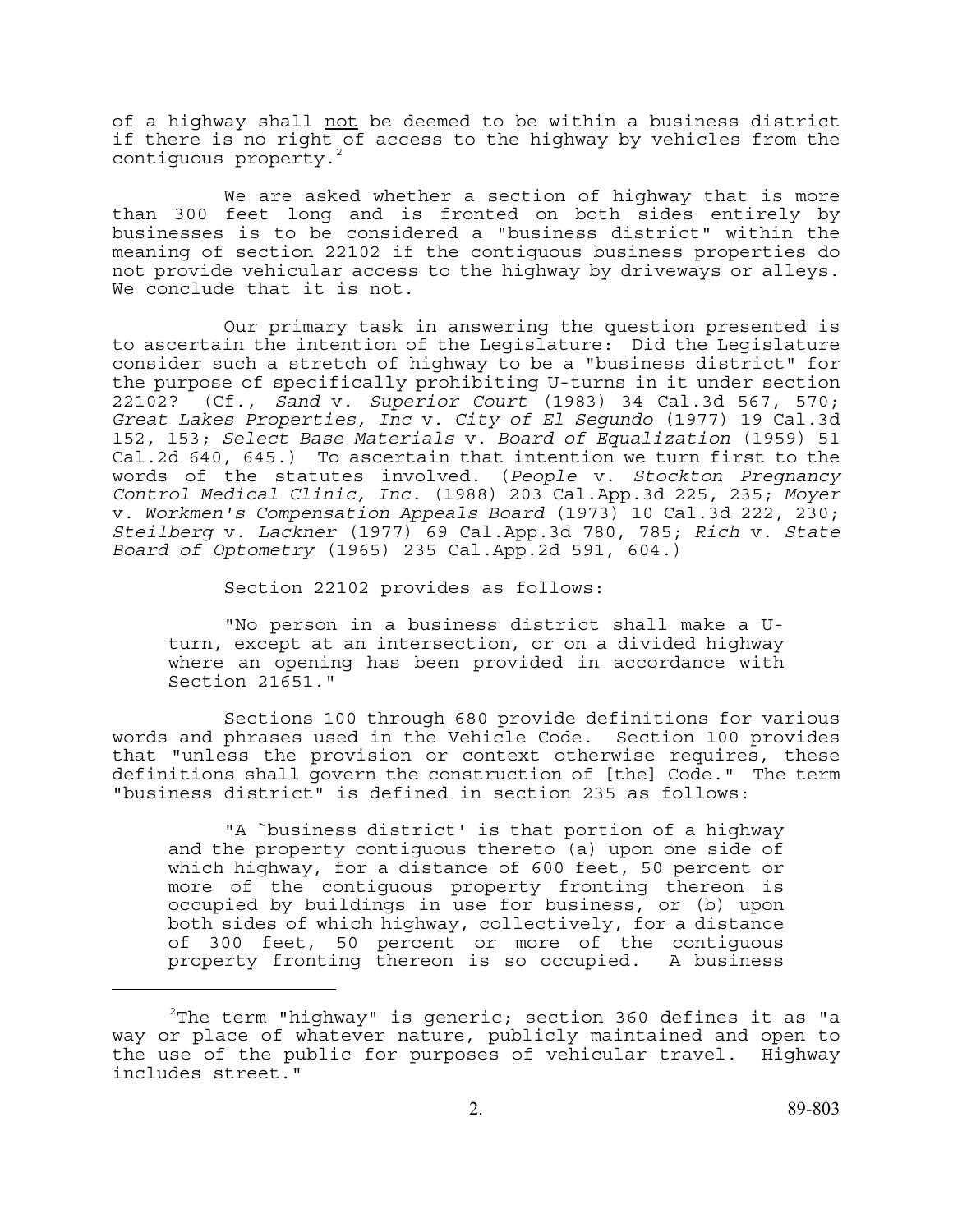of a highway shall <u>not</u> be deemed to be within a business district if there is no right of access to the highway by vehicles from the contiguous property.[2]

We are asked whether a section of highway that is more than 300 feet long and is fronted on both sides entirely by businesses is to be considered a "business district" within the meaning of section 22102 if the contiguous business properties do not provide vehicular access to the highway by driveways or alleys. We conclude that it is not.

Our primary task in answering the question presented is to ascertain the intention of the Legislature: Did the Legislature consider such a stretch of highway to be a "business district" for the purpose of specifically prohibiting U-turns in it under section 22102? (Cf., *Sand* v. *Superior Court* (1983) 34 Cal.3d 567, 570; *Great Lakes Properties, Inc* v. *City of El Segundo* (1977) 19 Cal.3d 152, 153; *Select Base Materials* v. *Board of Equalization* (1959) 51 Cal.2d 640, 645.) To ascertain that intention we turn first to the words of the statutes involved. (*People* v. *Stockton Pregnancy Control Medical Clinic, Inc.* (1988) 203 Cal.App.3d 225, 235; *Moyer* v. *Workmen's Compensation Appeals Board* (1973) 10 Cal.3d 222, 230; *Steilberg* v. *Lackner* (1977) 69 Cal.App.3d 780, 785; *Rich* v. *State Board of Optometry* (1965) 235 Cal.App.2d 591, 604.)

Section 22102 provides as follows:

> "No person in a business district shall make a U-turn, except at an intersection, or on a divided highway where an opening has been provided in accordance with Section 21651."

Sections 100 through 680 provide definitions for various words and phrases used in the Vehicle Code. Section 100 provides that "unless the provision or context otherwise requires, these definitions shall govern the construction of [the] Code." The term "business district" is defined in section 235 as follows:

> "A `business district' is that portion of a highway and the property contiguous thereto (a) upon one side of which highway, for a distance of 600 feet, 50 percent or more of the contiguous property fronting thereon is occupied by buildings in use for business, or (b) upon both sides of which highway, collectively, for a distance of 300 feet, 50 percent or more of the contiguous property fronting thereon is so occupied. A business

---

[2] The term "highway" is generic; section 360 defines it as "a way or place of whatever nature, publicly maintained and open to the use of the public for purposes of vehicular travel. Highway includes street."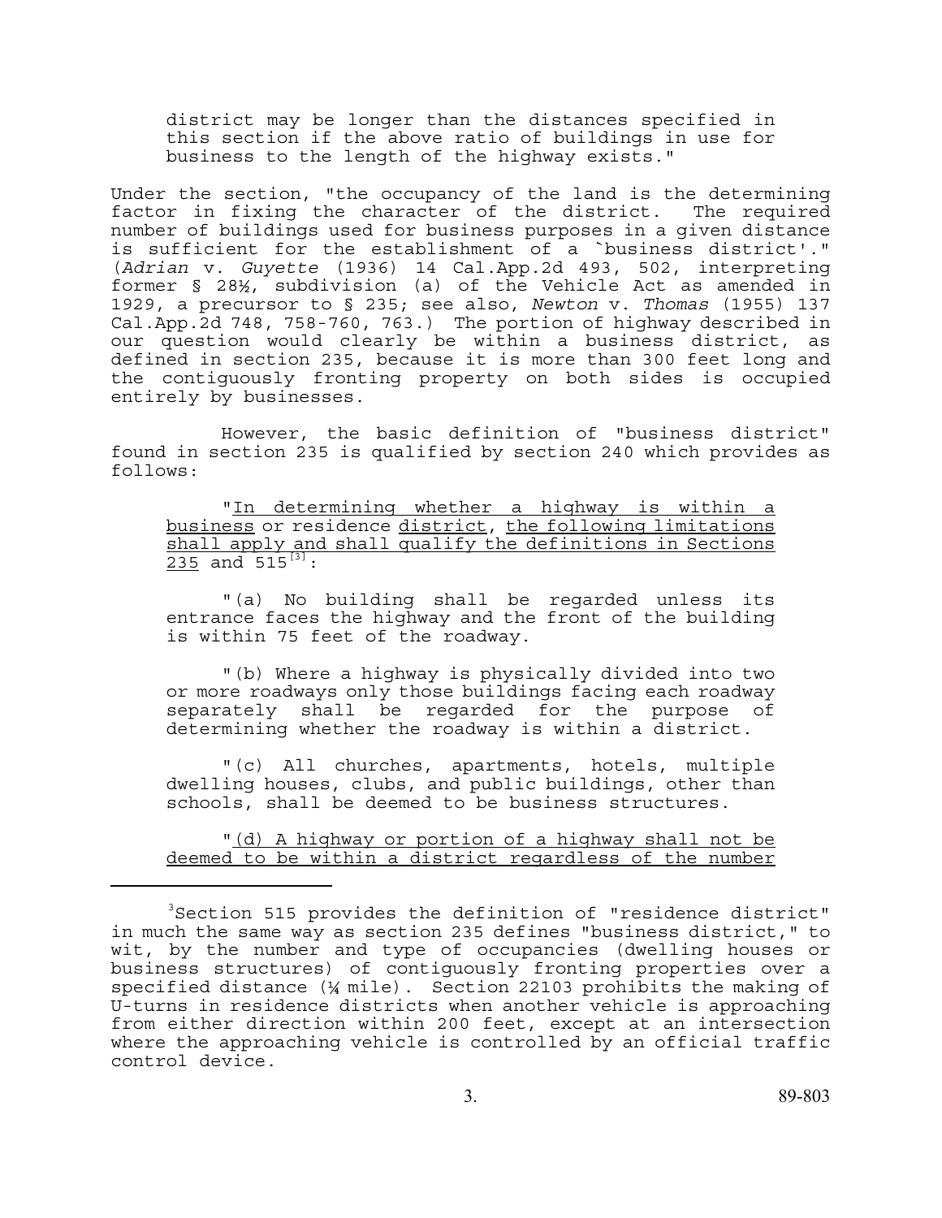> district may be longer than the distances specified in this section if the above ratio of buildings in use for business to the length of the highway exists."

Under the section, "the occupancy of the land is the determining factor in fixing the character of the district. The required number of buildings used for business purposes in a given distance is sufficient for the establishment of a `business district'." (*Adrian* v. *Guyette* (1936) 14 Cal.App.2d 493, 502, interpreting former § 28½, subdivision (a) of the Vehicle Act as amended in 1929, a precursor to § 235; see also, *Newton* v. *Thomas* (1955) 137 Cal.App.2d 748, 758-760, 763.) The portion of highway described in our question would clearly be within a business district, as defined in section 235, because it is more than 300 feet long and the contiguously fronting property on both sides is occupied entirely by businesses.

However, the basic definition of "business district" found in section 235 is qualified by section 240 which provides as follows:

> "<u>In determining whether a highway is within a business</u> or residence <u>district</u>, <u>the following limitations shall apply and shall qualify the definitions in Sections 235</u> and 515[3]:
>
> "(a) No building shall be regarded unless its entrance faces the highway and the front of the building is within 75 feet of the roadway.
>
> "(b) Where a highway is physically divided into two or more roadways only those buildings facing each roadway separately shall be regarded for the purpose of determining whether the roadway is within a district.
>
> "(c) All churches, apartments, hotels, multiple dwelling houses, clubs, and public buildings, other than schools, shall be deemed to be business structures.
>
> "<u>(d) A highway or portion of a highway shall not be deemed to be within a district regardless of the number</u>

---

[3] Section 515 provides the definition of "residence district" in much the same way as section 235 defines "business district," to wit, by the number and type of occupancies (dwelling houses or business structures) of contiguously fronting properties over a specified distance (¼ mile). Section 22103 prohibits the making of U-turns in residence districts when another vehicle is approaching from either direction within 200 feet, except at an intersection where the approaching vehicle is controlled by an official traffic control device.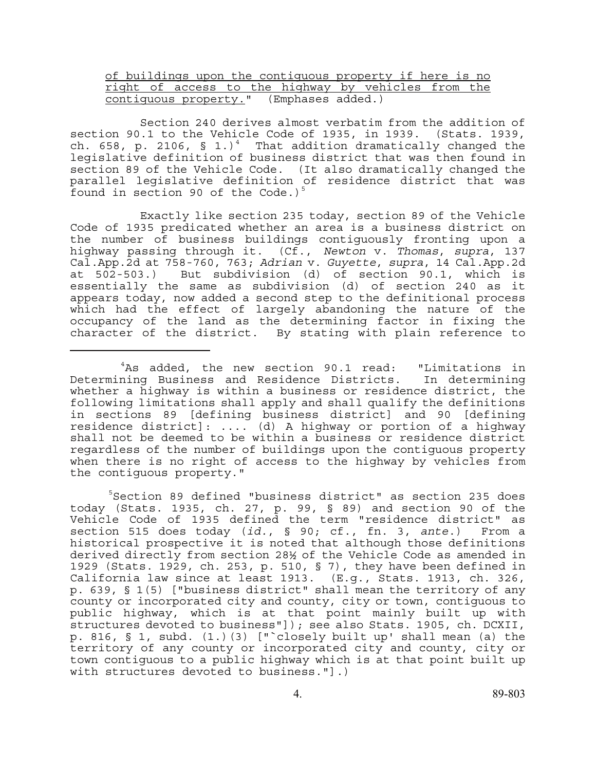<u>of buildings upon the contiguous property if here is no right of access to the highway by vehicles from the contiguous property.</u>" (Emphases added.)

Section 240 derives almost verbatim from the addition of section 90.1 to the Vehicle Code of 1935, in 1939. (Stats. 1939, ch. 658, p. 2106, § 1.)[4] That addition dramatically changed the legislative definition of business district that was then found in section 89 of the Vehicle Code. (It also dramatically changed the parallel legislative definition of residence district that was found in section 90 of the Code.)[5]

Exactly like section 235 today, section 89 of the Vehicle Code of 1935 predicated whether an area is a business district on the number of business buildings contiguously fronting upon a highway passing through it. (Cf., *Newton* v. *Thomas*, *supra*, 137 Cal.App.2d at 758-760, 763; *Adrian* v. *Guyette*, *supra*, 14 Cal.App.2d at 502-503.) But subdivision (d) of section 90.1, which is essentially the same as subdivision (d) of section 240 as it appears today, now added a second step to the definitional process which had the effect of largely abandoning the nature of the occupancy of the land as the determining factor in fixing the character of the district. By stating with plain reference to

---

[4] As added, the new section 90.1 read: "Limitations in Determining Business and Residence Districts. In determining whether a highway is within a business or residence district, the following limitations shall apply and shall qualify the definitions in sections 89 [defining business district] and 90 [defining residence district]: .... (d) A highway or portion of a highway shall not be deemed to be within a business or residence district regardless of the number of buildings upon the contiguous property when there is no right of access to the highway by vehicles from the contiguous property."

[5] Section 89 defined "business district" as section 235 does today (Stats. 1935, ch. 27, p. 99, § 89) and section 90 of the Vehicle Code of 1935 defined the term "residence district" as section 515 does today (*id.*, § 90; cf., fn. 3, *ante*.) From a historical prospective it is noted that although those definitions derived directly from section 28½ of the Vehicle Code as amended in 1929 (Stats. 1929, ch. 253, p. 510, § 7), they have been defined in California law since at least 1913. (E.g., Stats. 1913, ch. 326, p. 639, § 1(5) ["business district" shall mean the territory of any county or incorporated city and county, city or town, contiguous to public highway, which is at that point mainly built up with structures devoted to business"]); see also Stats. 1905, ch. DCXII, p. 816, § 1, subd. (1.)(3) ["`closely built up' shall mean (a) the territory of any county or incorporated city and county, city or town contiguous to a public highway which is at that point built up with structures devoted to business."].)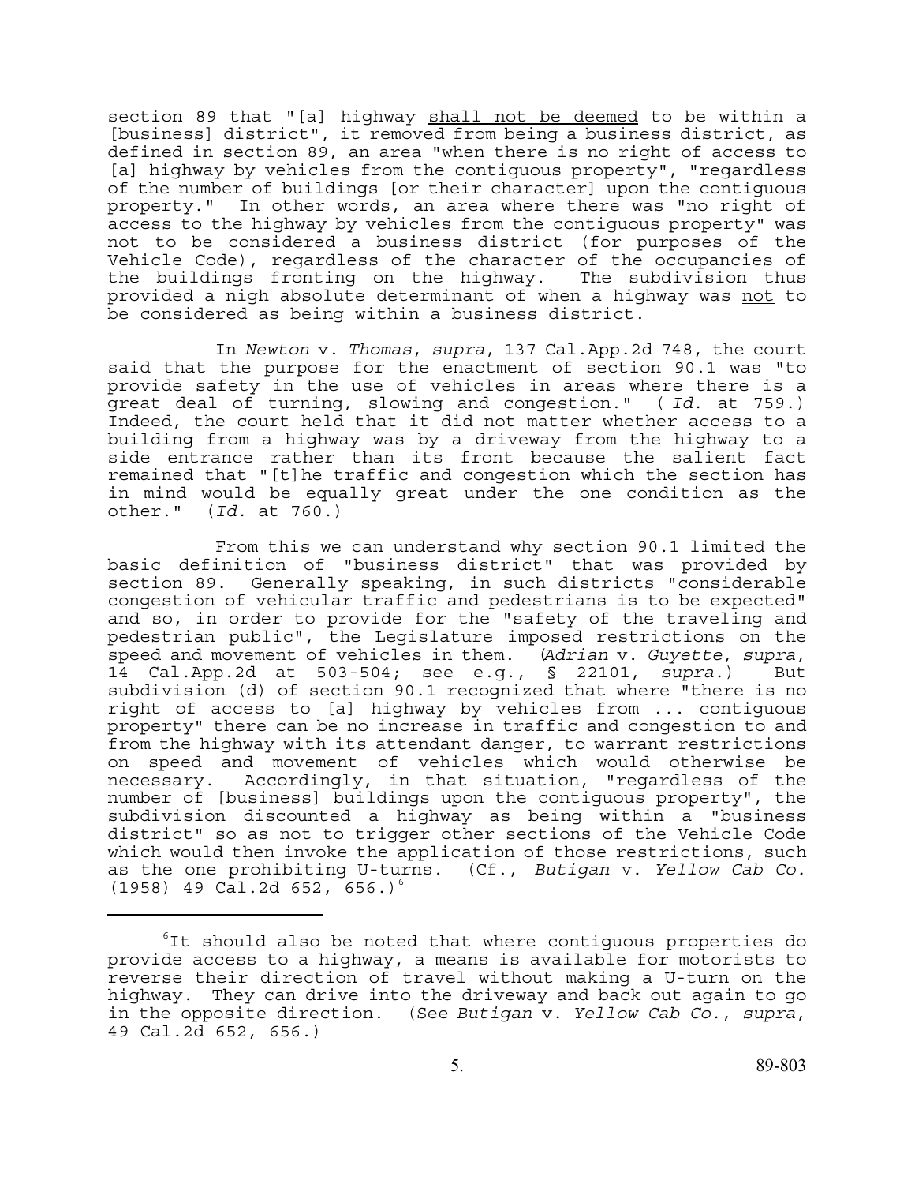section 89 that "[a] highway <u>shall not be deemed</u> to be within a [business] district", it removed from being a business district, as defined in section 89, an area "when there is no right of access to [a] highway by vehicles from the contiguous property", "regardless of the number of buildings [or their character] upon the contiguous property." In other words, an area where there was "no right of access to the highway by vehicles from the contiguous property" was not to be considered a business district (for purposes of the Vehicle Code), regardless of the character of the occupancies of the buildings fronting on the highway. The subdivision thus provided a nigh absolute determinant of when a highway was <u>not</u> to be considered as being within a business district.

In *Newton* v. *Thomas*, *supra*, 137 Cal.App.2d 748, the court said that the purpose for the enactment of section 90.1 was "to provide safety in the use of vehicles in areas where there is a great deal of turning, slowing and congestion." (*Id.* at 759.) Indeed, the court held that it did not matter whether access to a building from a highway was by a driveway from the highway to a side entrance rather than its front because the salient fact remained that "[t]he traffic and congestion which the section has in mind would be equally great under the one condition as the other." (*Id.* at 760.)

From this we can understand why section 90.1 limited the basic definition of "business district" that was provided by section 89. Generally speaking, in such districts "considerable congestion of vehicular traffic and pedestrians is to be expected" and so, in order to provide for the "safety of the traveling and pedestrian public", the Legislature imposed restrictions on the speed and movement of vehicles in them. (*Adrian* v. *Guyette*, *supra*, 14 Cal.App.2d at 503-504; see e.g., § 22101, *supra*.) But subdivision (d) of section 90.1 recognized that where "there is no right of access to [a] highway by vehicles from ... contiguous property" there can be no increase in traffic and congestion to and from the highway with its attendant danger, to warrant restrictions on speed and movement of vehicles which would otherwise be necessary. Accordingly, in that situation, "regardless of the number of [business] buildings upon the contiguous property", the subdivision discounted a highway as being within a "business district" so as not to trigger other sections of the Vehicle Code which would then invoke the application of those restrictions, such as the one prohibiting U-turns. (Cf., *Butigan* v. *Yellow Cab Co.* (1958) 49 Cal.2d 652, 656.)[6]

---

[6]It should also be noted that where contiguous properties do provide access to a highway, a means is available for motorists to reverse their direction of travel without making a U-turn on the highway. They can drive into the driveway and back out again to go in the opposite direction. (See *Butigan* v. *Yellow Cab Co.*, *supra*, 49 Cal.2d 652, 656.)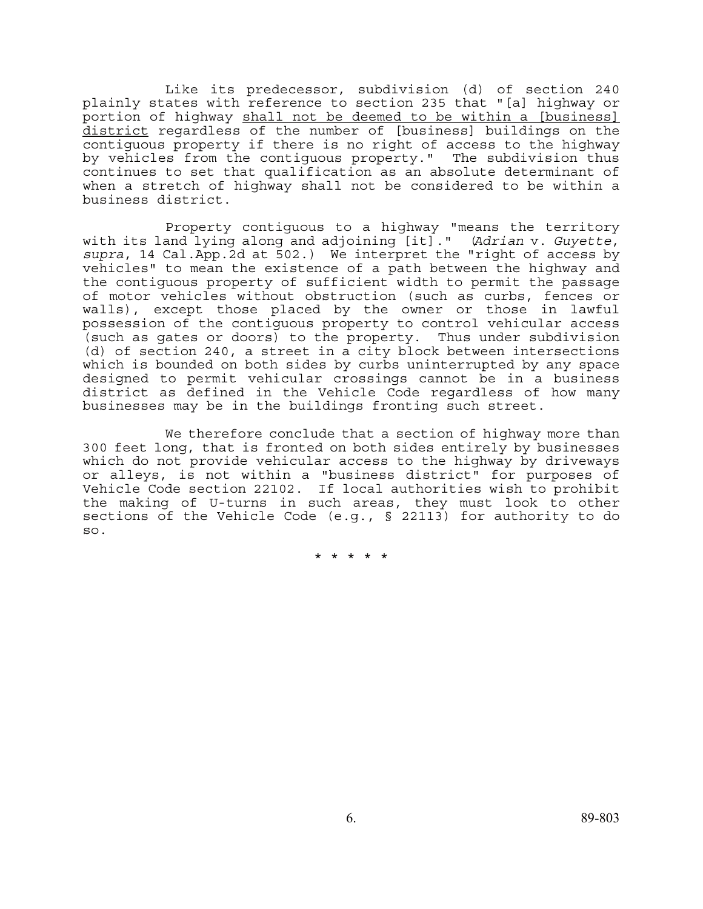Like its predecessor, subdivision (d) of section 240 plainly states with reference to section 235 that "[a] highway or portion of highway <u>shall not be deemed to be within a [business] district</u> regardless of the number of [business] buildings on the contiguous property if there is no right of access to the highway by vehicles from the contiguous property." The subdivision thus continues to set that qualification as an absolute determinant of when a stretch of highway shall not be considered to be within a business district.

Property contiguous to a highway "means the territory with its land lying along and adjoining [it]." (*Adrian* v. *Guyette*, *supra*, 14 Cal.App.2d at 502.) We interpret the "right of access by vehicles" to mean the existence of a path between the highway and the contiguous property of sufficient width to permit the passage of motor vehicles without obstruction (such as curbs, fences or walls), except those placed by the owner or those in lawful possession of the contiguous property to control vehicular access (such as gates or doors) to the property. Thus under subdivision (d) of section 240, a street in a city block between intersections which is bounded on both sides by curbs uninterrupted by any space designed to permit vehicular crossings cannot be in a business district as defined in the Vehicle Code regardless of how many businesses may be in the buildings fronting such street.

We therefore conclude that a section of highway more than 300 feet long, that is fronted on both sides entirely by businesses which do not provide vehicular access to the highway by driveways or alleys, is not within a "business district" for purposes of Vehicle Code section 22102. If local authorities wish to prohibit the making of U-turns in such areas, they must look to other sections of the Vehicle Code (e.g., § 22113) for authority to do so.

\* \* \* \* \*